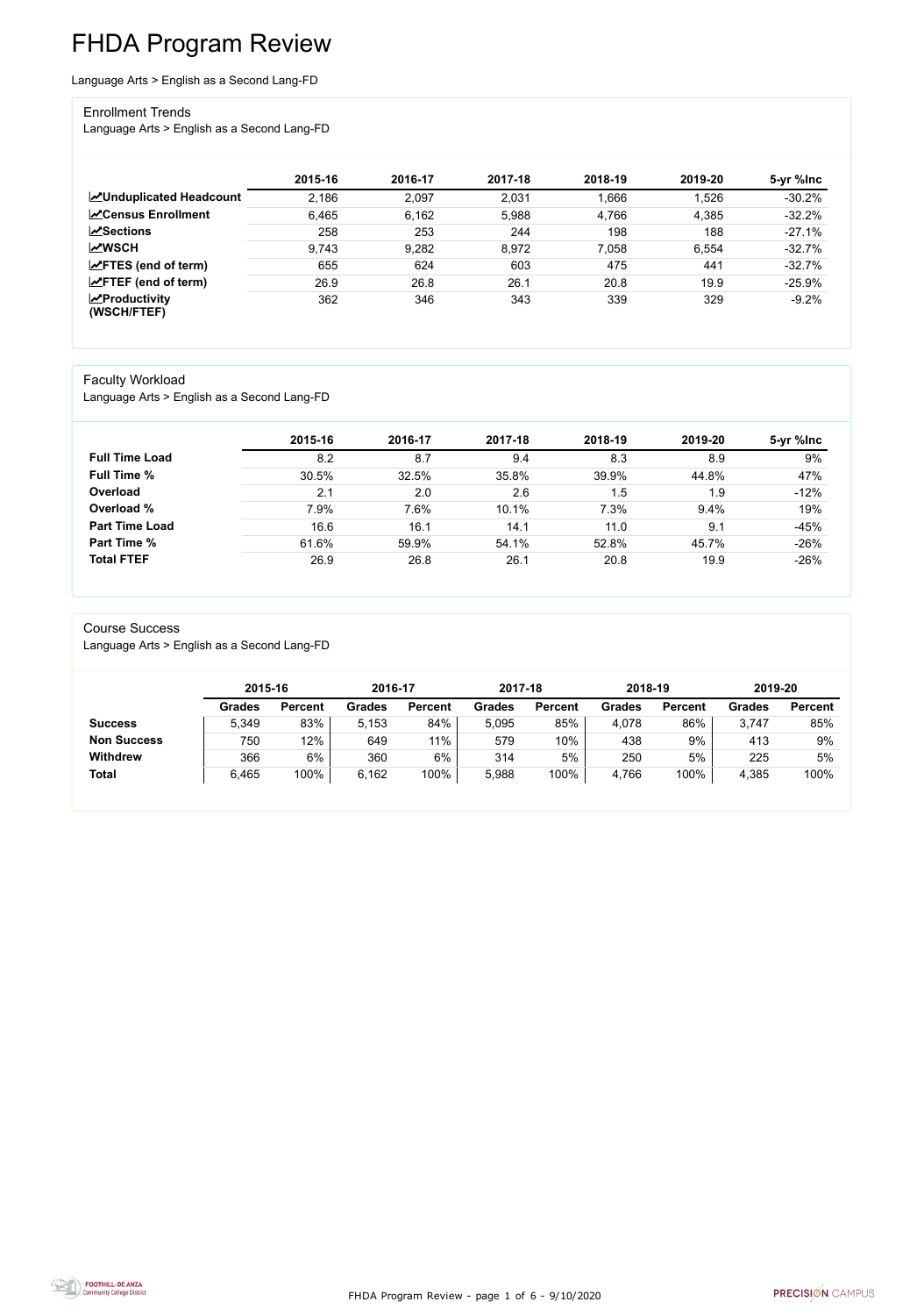# FHDA Program Review

Language Arts > English as a Second Lang-FD

## Enrollment Trends

Language Arts > English as a Second Lang-FD

| | 2015-16 | 2016-17 | 2017-18 | 2018-19 | 2019-20 | 5-yr %Inc |
|---|---|---|---|---|---|---|
| **Unduplicated Headcount** | 2,186 | 2,097 | 2,031 | 1,666 | 1,526 | -30.2% |
| **Census Enrollment** | 6,465 | 6,162 | 5,988 | 4,766 | 4,385 | -32.2% |
| **Sections** | 258 | 253 | 244 | 198 | 188 | -27.1% |
| **WSCH** | 9,743 | 9,282 | 8,972 | 7,058 | 6,554 | -32.7% |
| **FTES (end of term)** | 655 | 624 | 603 | 475 | 441 | -32.7% |
| **FTEF (end of term)** | 26.9 | 26.8 | 26.1 | 20.8 | 19.9 | -25.9% |
| **Productivity (WSCH/FTEF)** | 362 | 346 | 343 | 339 | 329 | -9.2% |

## Faculty Workload

Language Arts > English as a Second Lang-FD

| | 2015-16 | 2016-17 | 2017-18 | 2018-19 | 2019-20 | 5-yr %Inc |
|---|---|---|---|---|---|---|
| **Full Time Load** | 8.2 | 8.7 | 9.4 | 8.3 | 8.9 | 9% |
| **Full Time %** | 30.5% | 32.5% | 35.8% | 39.9% | 44.8% | 47% |
| **Overload** | 2.1 | 2.0 | 2.6 | 1.5 | 1.9 | -12% |
| **Overload %** | 7.9% | 7.6% | 10.1% | 7.3% | 9.4% | 19% |
| **Part Time Load** | 16.6 | 16.1 | 14.1 | 11.0 | 9.1 | -45% |
| **Part Time %** | 61.6% | 59.9% | 54.1% | 52.8% | 45.7% | -26% |
| **Total FTEF** | 26.9 | 26.8 | 26.1 | 20.8 | 19.9 | -26% |

## Course Success

Language Arts > English as a Second Lang-FD

| | 2015-16 | | 2016-17 | | 2017-18 | | 2018-19 | | 2019-20 | |
|---|---|---|---|---|---|---|---|---|---|---|
| | Grades | Percent | Grades | Percent | Grades | Percent | Grades | Percent | Grades | Percent |
| **Success** | 5,349 | 83% | 5,153 | 84% | 5,095 | 85% | 4,078 | 86% | 3,747 | 85% |
| **Non Success** | 750 | 12% | 649 | 11% | 579 | 10% | 438 | 9% | 413 | 9% |
| **Withdrew** | 366 | 6% | 360 | 6% | 314 | 5% | 250 | 5% | 225 | 5% |
| **Total** | 6,465 | 100% | 6,162 | 100% | 5,988 | 100% | 4,766 | 100% | 4,385 | 100% |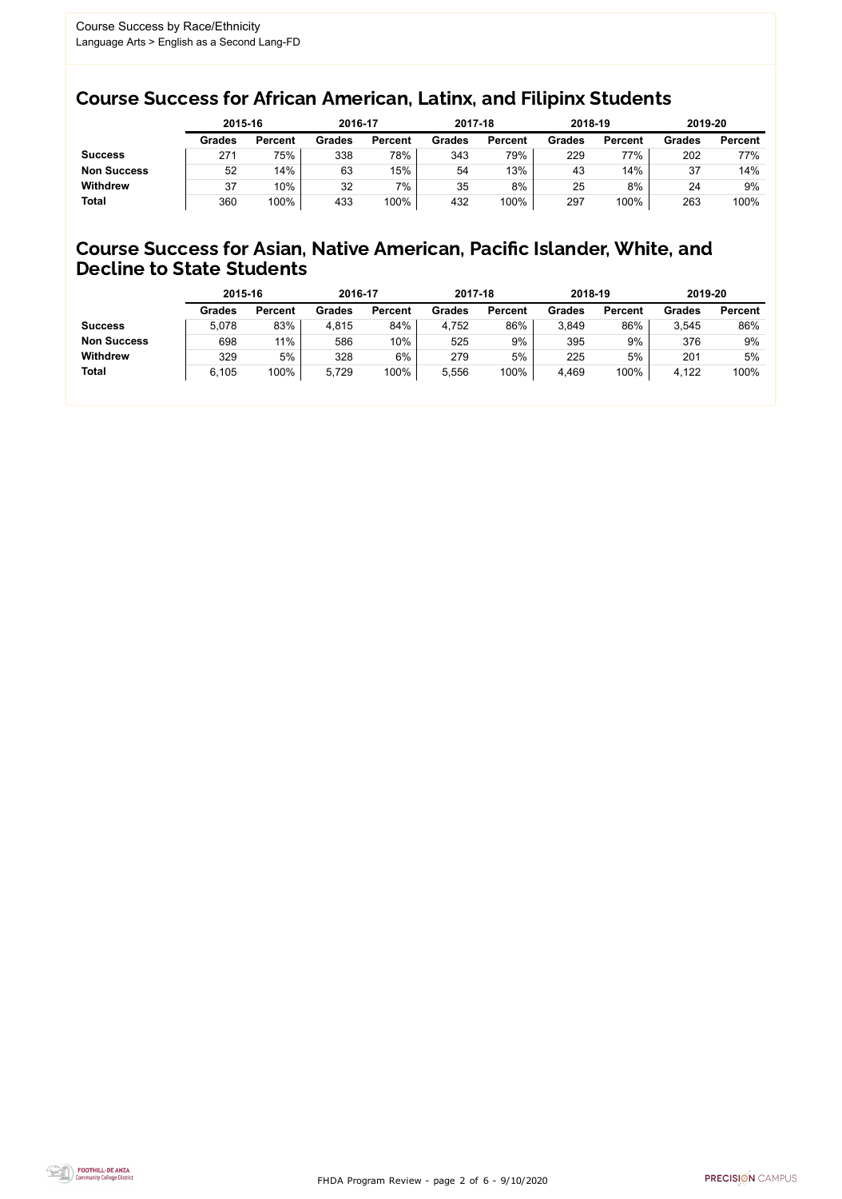Course Success by Race/Ethnicity
Language Arts > English as a Second Lang-FD

## Course Success for African American, Latinx, and Filipinx Students

| | 2015-16 | | 2016-17 | | 2017-18 | | 2018-19 | | 2019-20 | |
|---|---|---|---|---|---|---|---|---|---|---|
| | Grades | Percent | Grades | Percent | Grades | Percent | Grades | Percent | Grades | Percent |
| **Success** | 271 | 75% | 338 | 78% | 343 | 79% | 229 | 77% | 202 | 77% |
| **Non Success** | 52 | 14% | 63 | 15% | 54 | 13% | 43 | 14% | 37 | 14% |
| **Withdrew** | 37 | 10% | 32 | 7% | 35 | 8% | 25 | 8% | 24 | 9% |
| **Total** | 360 | 100% | 433 | 100% | 432 | 100% | 297 | 100% | 263 | 100% |

## Course Success for Asian, Native American, Pacific Islander, White, and Decline to State Students

| | 2015-16 | | 2016-17 | | 2017-18 | | 2018-19 | | 2019-20 | |
|---|---|---|---|---|---|---|---|---|---|---|
| | Grades | Percent | Grades | Percent | Grades | Percent | Grades | Percent | Grades | Percent |
| **Success** | 5,078 | 83% | 4,815 | 84% | 4,752 | 86% | 3,849 | 86% | 3,545 | 86% |
| **Non Success** | 698 | 11% | 586 | 10% | 525 | 9% | 395 | 9% | 376 | 9% |
| **Withdrew** | 329 | 5% | 328 | 6% | 279 | 5% | 225 | 5% | 201 | 5% |
| **Total** | 6,105 | 100% | 5,729 | 100% | 5,556 | 100% | 4,469 | 100% | 4,122 | 100% |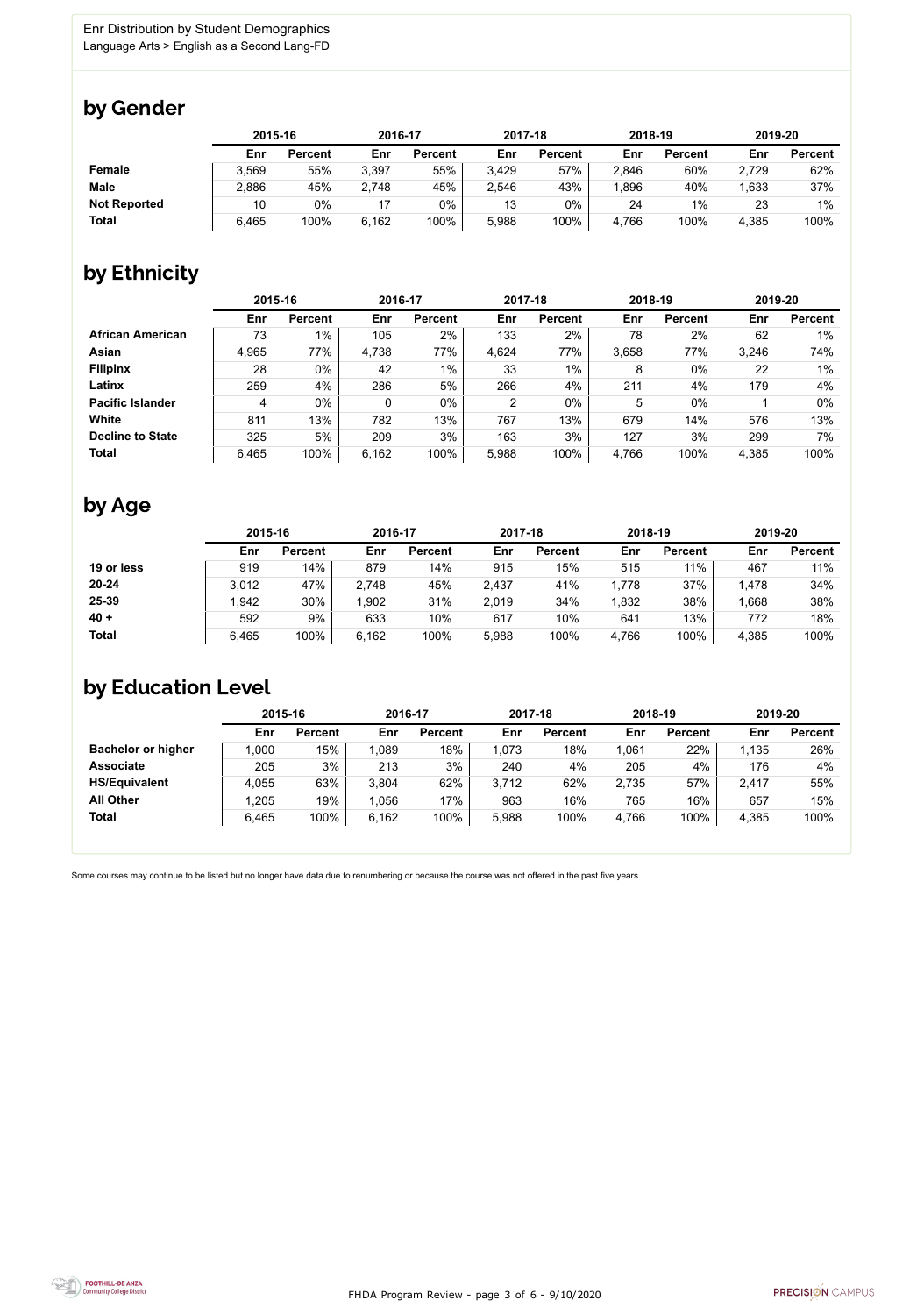Enr Distribution by Student Demographics

Language Arts > English as a Second Lang-FD

## by Gender

| | 2015-16 | | 2016-17 | | 2017-18 | | 2018-19 | | 2019-20 | |
|---|---|---|---|---|---|---|---|---|---|---|
| | Enr | Percent | Enr | Percent | Enr | Percent | Enr | Percent | Enr | Percent |
| **Female** | 3,569 | 55% | 3,397 | 55% | 3,429 | 57% | 2,846 | 60% | 2,729 | 62% |
| **Male** | 2,886 | 45% | 2,748 | 45% | 2,546 | 43% | 1,896 | 40% | 1,633 | 37% |
| **Not Reported** | 10 | 0% | 17 | 0% | 13 | 0% | 24 | 1% | 23 | 1% |
| **Total** | 6,465 | 100% | 6,162 | 100% | 5,988 | 100% | 4,766 | 100% | 4,385 | 100% |

## by Ethnicity

| | 2015-16 | | 2016-17 | | 2017-18 | | 2018-19 | | 2019-20 | |
|---|---|---|---|---|---|---|---|---|---|---|
| | Enr | Percent | Enr | Percent | Enr | Percent | Enr | Percent | Enr | Percent |
| **African American** | 73 | 1% | 105 | 2% | 133 | 2% | 78 | 2% | 62 | 1% |
| **Asian** | 4,965 | 77% | 4,738 | 77% | 4,624 | 77% | 3,658 | 77% | 3,246 | 74% |
| **Filipinx** | 28 | 0% | 42 | 1% | 33 | 1% | 8 | 0% | 22 | 1% |
| **Latinx** | 259 | 4% | 286 | 5% | 266 | 4% | 211 | 4% | 179 | 4% |
| **Pacific Islander** | 4 | 0% | 0 | 0% | 2 | 0% | 5 | 0% | 1 | 0% |
| **White** | 811 | 13% | 782 | 13% | 767 | 13% | 679 | 14% | 576 | 13% |
| **Decline to State** | 325 | 5% | 209 | 3% | 163 | 3% | 127 | 3% | 299 | 7% |
| **Total** | 6,465 | 100% | 6,162 | 100% | 5,988 | 100% | 4,766 | 100% | 4,385 | 100% |

## by Age

| | 2015-16 | | 2016-17 | | 2017-18 | | 2018-19 | | 2019-20 | |
|---|---|---|---|---|---|---|---|---|---|---|
| | Enr | Percent | Enr | Percent | Enr | Percent | Enr | Percent | Enr | Percent |
| **19 or less** | 919 | 14% | 879 | 14% | 915 | 15% | 515 | 11% | 467 | 11% |
| **20-24** | 3,012 | 47% | 2,748 | 45% | 2,437 | 41% | 1,778 | 37% | 1,478 | 34% |
| **25-39** | 1,942 | 30% | 1,902 | 31% | 2,019 | 34% | 1,832 | 38% | 1,668 | 38% |
| **40 +** | 592 | 9% | 633 | 10% | 617 | 10% | 641 | 13% | 772 | 18% |
| **Total** | 6,465 | 100% | 6,162 | 100% | 5,988 | 100% | 4,766 | 100% | 4,385 | 100% |

## by Education Level

| | 2015-16 | | 2016-17 | | 2017-18 | | 2018-19 | | 2019-20 | |
|---|---|---|---|---|---|---|---|---|---|---|
| | Enr | Percent | Enr | Percent | Enr | Percent | Enr | Percent | Enr | Percent |
| **Bachelor or higher** | 1,000 | 15% | 1,089 | 18% | 1,073 | 18% | 1,061 | 22% | 1,135 | 26% |
| **Associate** | 205 | 3% | 213 | 3% | 240 | 4% | 205 | 4% | 176 | 4% |
| **HS/Equivalent** | 4,055 | 63% | 3,804 | 62% | 3,712 | 62% | 2,735 | 57% | 2,417 | 55% |
| **All Other** | 1,205 | 19% | 1,056 | 17% | 963 | 16% | 765 | 16% | 657 | 15% |
| **Total** | 6,465 | 100% | 6,162 | 100% | 5,988 | 100% | 4,766 | 100% | 4,385 | 100% |

Some courses may continue to be listed but no longer have data due to renumbering or because the course was not offered in the past five years.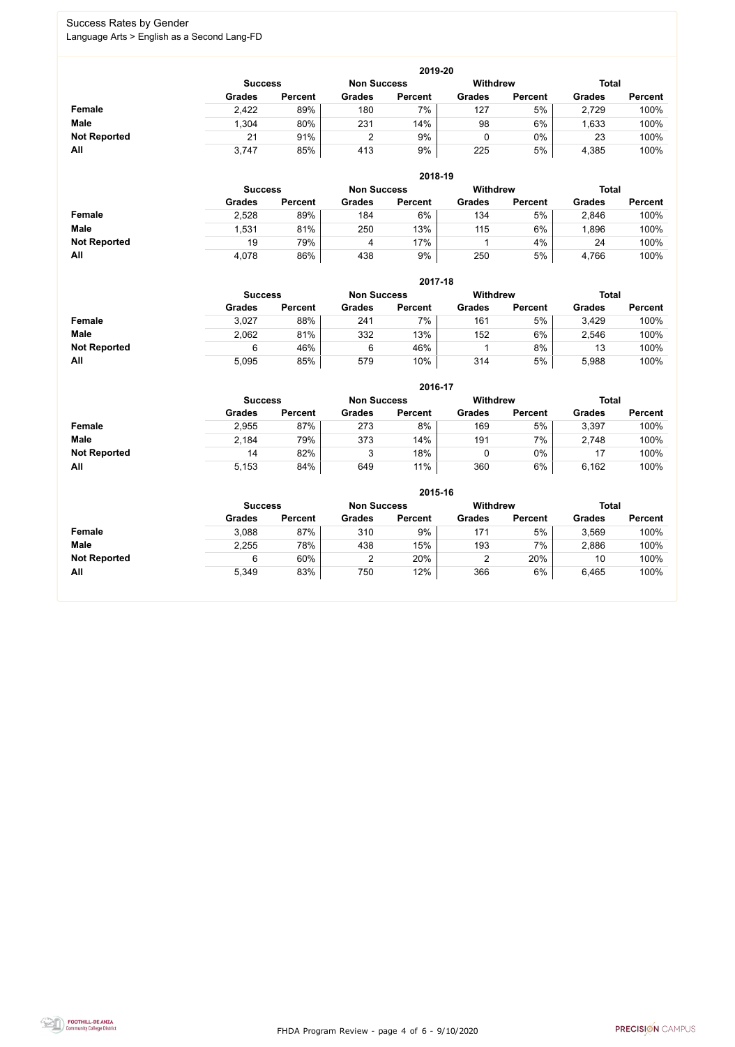# Success Rates by Gender

Language Arts > English as a Second Lang-FD

### 2019-20

| | Success | | Non Success | | Withdrew | | Total | |
|---|---|---|---|---|---|---|---|---|
| | Grades | Percent | Grades | Percent | Grades | Percent | Grades | Percent |
| **Female** | 2,422 | 89% | 180 | 7% | 127 | 5% | 2,729 | 100% |
| **Male** | 1,304 | 80% | 231 | 14% | 98 | 6% | 1,633 | 100% |
| **Not Reported** | 21 | 91% | 2 | 9% | 0 | 0% | 23 | 100% |
| **All** | 3,747 | 85% | 413 | 9% | 225 | 5% | 4,385 | 100% |

### 2018-19

| | Success | | Non Success | | Withdrew | | Total | |
|---|---|---|---|---|---|---|---|---|
| | Grades | Percent | Grades | Percent | Grades | Percent | Grades | Percent |
| **Female** | 2,528 | 89% | 184 | 6% | 134 | 5% | 2,846 | 100% |
| **Male** | 1,531 | 81% | 250 | 13% | 115 | 6% | 1,896 | 100% |
| **Not Reported** | 19 | 79% | 4 | 17% | 1 | 4% | 24 | 100% |
| **All** | 4,078 | 86% | 438 | 9% | 250 | 5% | 4,766 | 100% |

### 2017-18

| | Success | | Non Success | | Withdrew | | Total | |
|---|---|---|---|---|---|---|---|---|
| | Grades | Percent | Grades | Percent | Grades | Percent | Grades | Percent |
| **Female** | 3,027 | 88% | 241 | 7% | 161 | 5% | 3,429 | 100% |
| **Male** | 2,062 | 81% | 332 | 13% | 152 | 6% | 2,546 | 100% |
| **Not Reported** | 6 | 46% | 6 | 46% | 1 | 8% | 13 | 100% |
| **All** | 5,095 | 85% | 579 | 10% | 314 | 5% | 5,988 | 100% |

### 2016-17

| | Success | | Non Success | | Withdrew | | Total | |
|---|---|---|---|---|---|---|---|---|
| | Grades | Percent | Grades | Percent | Grades | Percent | Grades | Percent |
| **Female** | 2,955 | 87% | 273 | 8% | 169 | 5% | 3,397 | 100% |
| **Male** | 2,184 | 79% | 373 | 14% | 191 | 7% | 2,748 | 100% |
| **Not Reported** | 14 | 82% | 3 | 18% | 0 | 0% | 17 | 100% |
| **All** | 5,153 | 84% | 649 | 11% | 360 | 6% | 6,162 | 100% |

### 2015-16

| | Success | | Non Success | | Withdrew | | Total | |
|---|---|---|---|---|---|---|---|---|
| | Grades | Percent | Grades | Percent | Grades | Percent | Grades | Percent |
| **Female** | 3,088 | 87% | 310 | 9% | 171 | 5% | 3,569 | 100% |
| **Male** | 2,255 | 78% | 438 | 15% | 193 | 7% | 2,886 | 100% |
| **Not Reported** | 6 | 60% | 2 | 20% | 2 | 20% | 10 | 100% |
| **All** | 5,349 | 83% | 750 | 12% | 366 | 6% | 6,465 | 100% |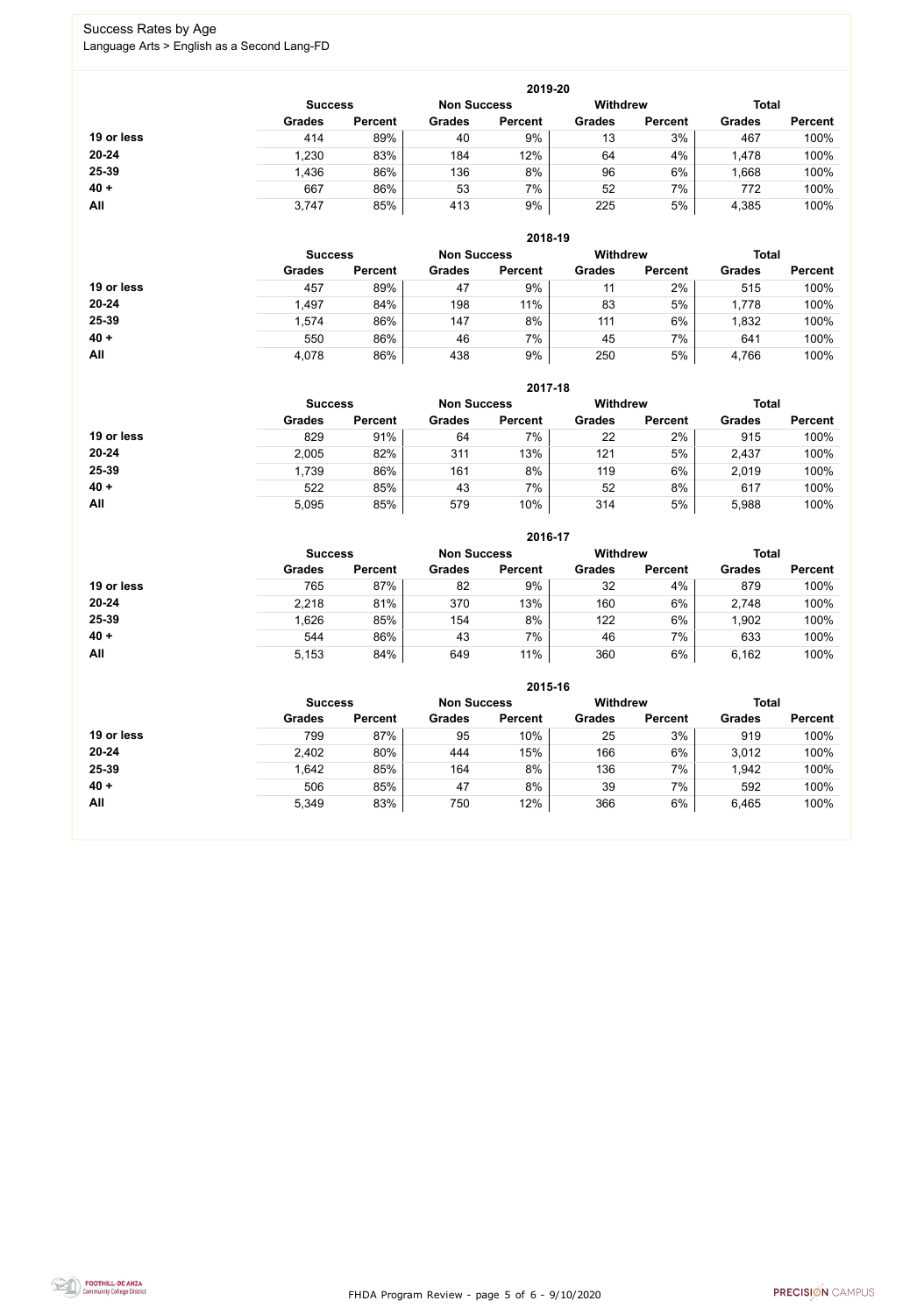# Success Rates by Age

Language Arts > English as a Second Lang-FD

| 2019-20 | Success | | Non Success | | Withdrew | | Total | |
|---|---|---|---|---|---|---|---|---|
| | Grades | Percent | Grades | Percent | Grades | Percent | Grades | Percent |
| 19 or less | 414 | 89% | 40 | 9% | 13 | 3% | 467 | 100% |
| 20-24 | 1,230 | 83% | 184 | 12% | 64 | 4% | 1,478 | 100% |
| 25-39 | 1,436 | 86% | 136 | 8% | 96 | 6% | 1,668 | 100% |
| 40 + | 667 | 86% | 53 | 7% | 52 | 7% | 772 | 100% |
| All | 3,747 | 85% | 413 | 9% | 225 | 5% | 4,385 | 100% |

| 2018-19 | Success | | Non Success | | Withdrew | | Total | |
|---|---|---|---|---|---|---|---|---|
| | Grades | Percent | Grades | Percent | Grades | Percent | Grades | Percent |
| 19 or less | 457 | 89% | 47 | 9% | 11 | 2% | 515 | 100% |
| 20-24 | 1,497 | 84% | 198 | 11% | 83 | 5% | 1,778 | 100% |
| 25-39 | 1,574 | 86% | 147 | 8% | 111 | 6% | 1,832 | 100% |
| 40 + | 550 | 86% | 46 | 7% | 45 | 7% | 641 | 100% |
| All | 4,078 | 86% | 438 | 9% | 250 | 5% | 4,766 | 100% |

| 2017-18 | Success | | Non Success | | Withdrew | | Total | |
|---|---|---|---|---|---|---|---|---|
| | Grades | Percent | Grades | Percent | Grades | Percent | Grades | Percent |
| 19 or less | 829 | 91% | 64 | 7% | 22 | 2% | 915 | 100% |
| 20-24 | 2,005 | 82% | 311 | 13% | 121 | 5% | 2,437 | 100% |
| 25-39 | 1,739 | 86% | 161 | 8% | 119 | 6% | 2,019 | 100% |
| 40 + | 522 | 85% | 43 | 7% | 52 | 8% | 617 | 100% |
| All | 5,095 | 85% | 579 | 10% | 314 | 5% | 5,988 | 100% |

| 2016-17 | Success | | Non Success | | Withdrew | | Total | |
|---|---|---|---|---|---|---|---|---|
| | Grades | Percent | Grades | Percent | Grades | Percent | Grades | Percent |
| 19 or less | 765 | 87% | 82 | 9% | 32 | 4% | 879 | 100% |
| 20-24 | 2,218 | 81% | 370 | 13% | 160 | 6% | 2,748 | 100% |
| 25-39 | 1,626 | 85% | 154 | 8% | 122 | 6% | 1,902 | 100% |
| 40 + | 544 | 86% | 43 | 7% | 46 | 7% | 633 | 100% |
| All | 5,153 | 84% | 649 | 11% | 360 | 6% | 6,162 | 100% |

| 2015-16 | Success | | Non Success | | Withdrew | | Total | |
|---|---|---|---|---|---|---|---|---|
| | Grades | Percent | Grades | Percent | Grades | Percent | Grades | Percent |
| 19 or less | 799 | 87% | 95 | 10% | 25 | 3% | 919 | 100% |
| 20-24 | 2,402 | 80% | 444 | 15% | 166 | 6% | 3,012 | 100% |
| 25-39 | 1,642 | 85% | 164 | 8% | 136 | 7% | 1,942 | 100% |
| 40 + | 506 | 85% | 47 | 8% | 39 | 7% | 592 | 100% |
| All | 5,349 | 83% | 750 | 12% | 366 | 6% | 6,465 | 100% |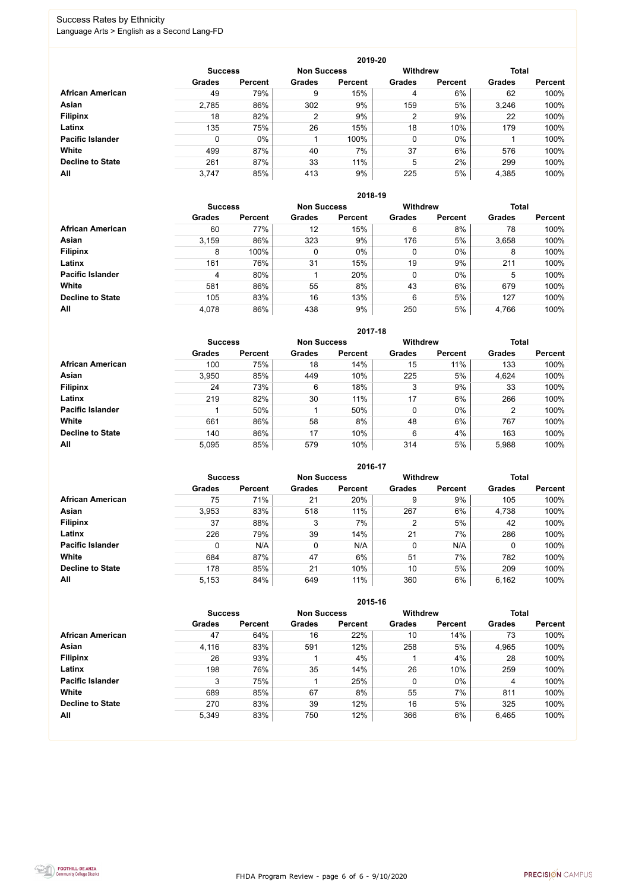# Success Rates by Ethnicity

Language Arts > English as a Second Lang-FD

## 2019-20

| | Success | | Non Success | | Withdrew | | Total | |
|---|---|---|---|---|---|---|---|---|
| | Grades | Percent | Grades | Percent | Grades | Percent | Grades | Percent |
| **African American** | 49 | 79% | 9 | 15% | 4 | 6% | 62 | 100% |
| **Asian** | 2,785 | 86% | 302 | 9% | 159 | 5% | 3,246 | 100% |
| **Filipinx** | 18 | 82% | 2 | 9% | 2 | 9% | 22 | 100% |
| **Latinx** | 135 | 75% | 26 | 15% | 18 | 10% | 179 | 100% |
| **Pacific Islander** | 0 | 0% | 1 | 100% | 0 | 0% | 1 | 100% |
| **White** | 499 | 87% | 40 | 7% | 37 | 6% | 576 | 100% |
| **Decline to State** | 261 | 87% | 33 | 11% | 5 | 2% | 299 | 100% |
| **All** | 3,747 | 85% | 413 | 9% | 225 | 5% | 4,385 | 100% |

## 2018-19

| | Success | | Non Success | | Withdrew | | Total | |
|---|---|---|---|---|---|---|---|---|
| | Grades | Percent | Grades | Percent | Grades | Percent | Grades | Percent |
| **African American** | 60 | 77% | 12 | 15% | 6 | 8% | 78 | 100% |
| **Asian** | 3,159 | 86% | 323 | 9% | 176 | 5% | 3,658 | 100% |
| **Filipinx** | 8 | 100% | 0 | 0% | 0 | 0% | 8 | 100% |
| **Latinx** | 161 | 76% | 31 | 15% | 19 | 9% | 211 | 100% |
| **Pacific Islander** | 4 | 80% | 1 | 20% | 0 | 0% | 5 | 100% |
| **White** | 581 | 86% | 55 | 8% | 43 | 6% | 679 | 100% |
| **Decline to State** | 105 | 83% | 16 | 13% | 6 | 5% | 127 | 100% |
| **All** | 4,078 | 86% | 438 | 9% | 250 | 5% | 4,766 | 100% |

## 2017-18

| | Success | | Non Success | | Withdrew | | Total | |
|---|---|---|---|---|---|---|---|---|
| | Grades | Percent | Grades | Percent | Grades | Percent | Grades | Percent |
| **African American** | 100 | 75% | 18 | 14% | 15 | 11% | 133 | 100% |
| **Asian** | 3,950 | 85% | 449 | 10% | 225 | 5% | 4,624 | 100% |
| **Filipinx** | 24 | 73% | 6 | 18% | 3 | 9% | 33 | 100% |
| **Latinx** | 219 | 82% | 30 | 11% | 17 | 6% | 266 | 100% |
| **Pacific Islander** | 1 | 50% | 1 | 50% | 0 | 0% | 2 | 100% |
| **White** | 661 | 86% | 58 | 8% | 48 | 6% | 767 | 100% |
| **Decline to State** | 140 | 86% | 17 | 10% | 6 | 4% | 163 | 100% |
| **All** | 5,095 | 85% | 579 | 10% | 314 | 5% | 5,988 | 100% |

## 2016-17

| | Success | | Non Success | | Withdrew | | Total | |
|---|---|---|---|---|---|---|---|---|
| | Grades | Percent | Grades | Percent | Grades | Percent | Grades | Percent |
| **African American** | 75 | 71% | 21 | 20% | 9 | 9% | 105 | 100% |
| **Asian** | 3,953 | 83% | 518 | 11% | 267 | 6% | 4,738 | 100% |
| **Filipinx** | 37 | 88% | 3 | 7% | 2 | 5% | 42 | 100% |
| **Latinx** | 226 | 79% | 39 | 14% | 21 | 7% | 286 | 100% |
| **Pacific Islander** | 0 | N/A | 0 | N/A | 0 | N/A | 0 | 100% |
| **White** | 684 | 87% | 47 | 6% | 51 | 7% | 782 | 100% |
| **Decline to State** | 178 | 85% | 21 | 10% | 10 | 5% | 209 | 100% |
| **All** | 5,153 | 84% | 649 | 11% | 360 | 6% | 6,162 | 100% |

## 2015-16

| | Success | | Non Success | | Withdrew | | Total | |
|---|---|---|---|---|---|---|---|---|
| | Grades | Percent | Grades | Percent | Grades | Percent | Grades | Percent |
| **African American** | 47 | 64% | 16 | 22% | 10 | 14% | 73 | 100% |
| **Asian** | 4,116 | 83% | 591 | 12% | 258 | 5% | 4,965 | 100% |
| **Filipinx** | 26 | 93% | 1 | 4% | 1 | 4% | 28 | 100% |
| **Latinx** | 198 | 76% | 35 | 14% | 26 | 10% | 259 | 100% |
| **Pacific Islander** | 3 | 75% | 1 | 25% | 0 | 0% | 4 | 100% |
| **White** | 689 | 85% | 67 | 8% | 55 | 7% | 811 | 100% |
| **Decline to State** | 270 | 83% | 39 | 12% | 16 | 5% | 325 | 100% |
| **All** | 5,349 | 83% | 750 | 12% | 366 | 6% | 6,465 | 100% |